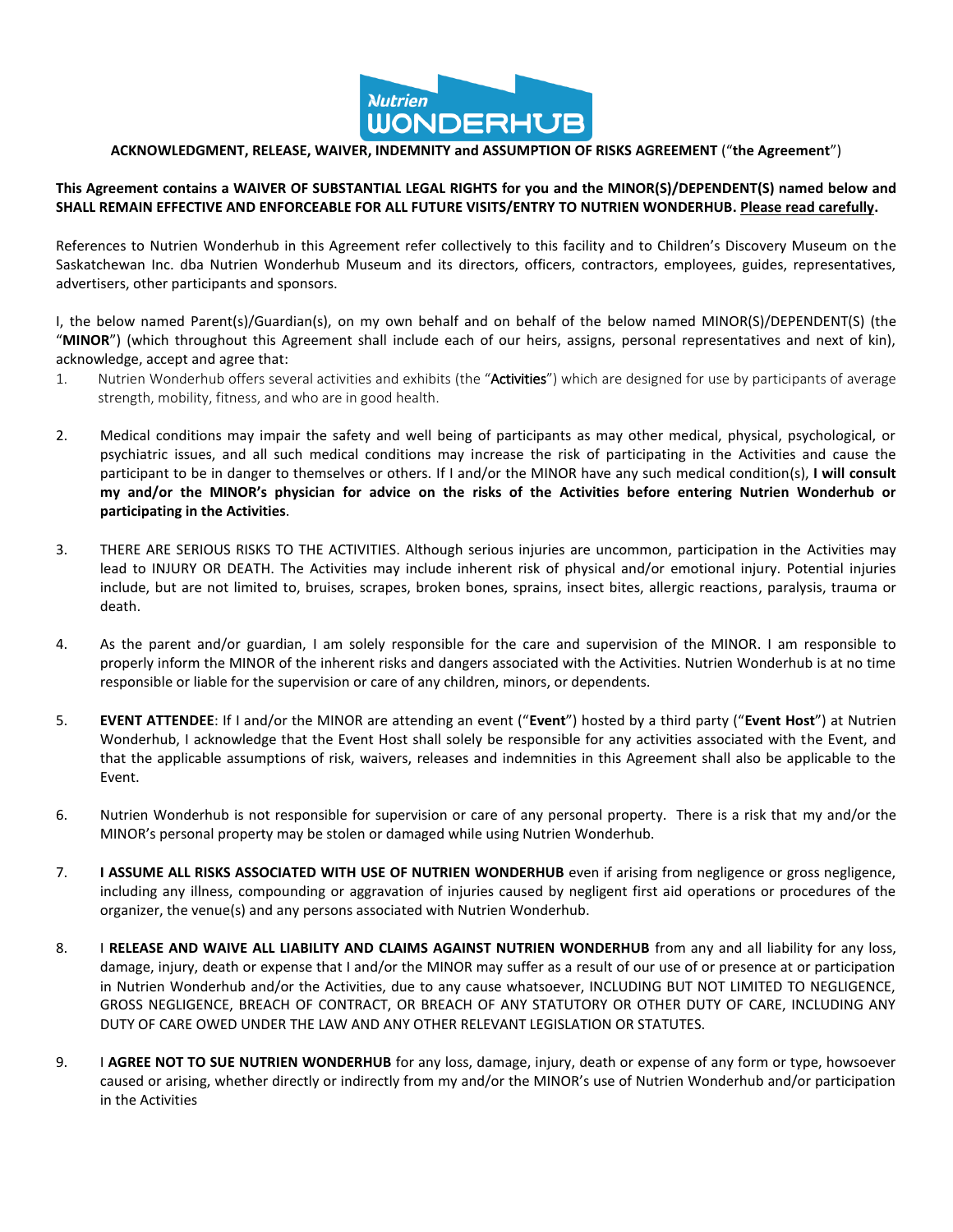**ACKNOWLEDGMENT, RELEASE, WAIVER, INDEMNITY and ASSUMPTION OF RISKS AGREEMENT** ("**the Agreement**")

**This Agreement contains a WAIVER OF SUBSTANTIAL LEGAL RIGHTS for you and the MINOR(S)/DEPENDENT(S) named below and SHALL REMAIN EFFECTIVE AND ENFORCEABLE FOR ALL FUTURE VISITS/ENTRY TO NUTRIEN WONDERHUB. Please read carefully.**

References to Nutrien Wonderhub in this Agreement refer collectively to this facility and to Children's Discovery Museum on the Saskatchewan Inc. dba Nutrien Wonderhub Museum and its directors, officers, contractors, employees, guides, representatives, advertisers, other participants and sponsors.

I, the below named Parent(s)/Guardian(s), on my own behalf and on behalf of the below named MINOR(S)/DEPENDENT(S) (the "**MINOR**") (which throughout this Agreement shall include each of our heirs, assigns, personal representatives and next of kin), acknowledge, accept and agree that:

1. Nutrien Wonderhub offers several activities and exhibits (the "**Activities**") which are designed for use by participants of average strength, mobility, fitness, and who are in good health.

2. Medical conditions may impair the safety and well being of participants as may other medical, physical, psychological, or psychiatric issues, and all such medical conditions may increase the risk of participating in the Activities and cause the participant to be in danger to themselves or others. If I and/or the MINOR have any such medical condition(s), **I will consult my and/or the MINOR's physician for advice on the risks of the Activities before entering Nutrien Wonderhub or participating in the Activities**.

3. THERE ARE SERIOUS RISKS TO THE ACTIVITIES. Although serious injuries are uncommon, participation in the Activities may lead to INJURY OR DEATH. The Activities may include inherent risk of physical and/or emotional injury. Potential injuries include, but are not limited to, bruises, scrapes, broken bones, sprains, insect bites, allergic reactions, paralysis, trauma or death.

4. As the parent and/or guardian, I am solely responsible for the care and supervision of the MINOR. I am responsible to properly inform the MINOR of the inherent risks and dangers associated with the Activities. Nutrien Wonderhub is at no time responsible or liable for the supervision or care of any children, minors, or dependents.

5. **EVENT ATTENDEE**: If I and/or the MINOR are attending an event ("**Event**") hosted by a third party ("**Event Host**") at Nutrien Wonderhub, I acknowledge that the Event Host shall solely be responsible for any activities associated with the Event, and that the applicable assumptions of risk, waivers, releases and indemnities in this Agreement shall also be applicable to the Event.

6. Nutrien Wonderhub is not responsible for supervision or care of any personal property. There is a risk that my and/or the MINOR's personal property may be stolen or damaged while using Nutrien Wonderhub.

7. **I ASSUME ALL RISKS ASSOCIATED WITH USE OF NUTRIEN WONDERHUB** even if arising from negligence or gross negligence, including any illness, compounding or aggravation of injuries caused by negligent first aid operations or procedures of the organizer, the venue(s) and any persons associated with Nutrien Wonderhub.

8. I **RELEASE AND WAIVE ALL LIABILITY AND CLAIMS AGAINST NUTRIEN WONDERHUB** from any and all liability for any loss, damage, injury, death or expense that I and/or the MINOR may suffer as a result of our use of or presence at or participation in Nutrien Wonderhub and/or the Activities, due to any cause whatsoever, INCLUDING BUT NOT LIMITED TO NEGLIGENCE, GROSS NEGLIGENCE, BREACH OF CONTRACT, OR BREACH OF ANY STATUTORY OR OTHER DUTY OF CARE, INCLUDING ANY DUTY OF CARE OWED UNDER THE LAW AND ANY OTHER RELEVANT LEGISLATION OR STATUTES.

9. I **AGREE NOT TO SUE NUTRIEN WONDERHUB** for any loss, damage, injury, death or expense of any form or type, howsoever caused or arising, whether directly or indirectly from my and/or the MINOR's use of Nutrien Wonderhub and/or participation in the Activities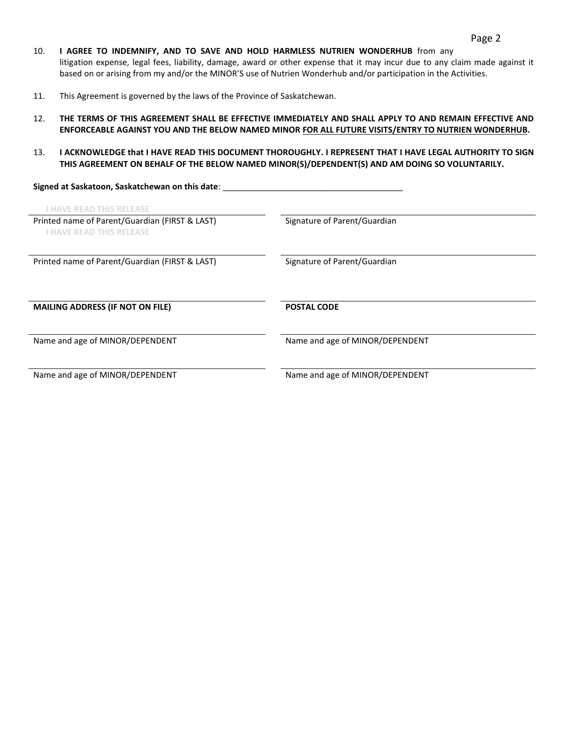10. **I AGREE TO INDEMNIFY, AND TO SAVE AND HOLD HARMLESS NUTRIEN WONDERHUB** from any litigation expense, legal fees, liability, damage, award or other expense that it may incur due to any claim made against it based on or arising from my and/or the MINOR'S use of Nutrien Wonderhub and/or participation in the Activities.

11. This Agreement is governed by the laws of the Province of Saskatchewan.

12. **THE TERMS OF THIS AGREEMENT SHALL BE EFFECTIVE IMMEDIATELY AND SHALL APPLY TO AND REMAIN EFFECTIVE AND ENFORCEABLE AGAINST YOU AND THE BELOW NAMED MINOR <u>FOR ALL FUTURE VISITS/ENTRY TO NUTRIEN WONDERHUB</u>.**

13. **I ACKNOWLEDGE that I HAVE READ THIS DOCUMENT THOROUGHLY. I REPRESENT THAT I HAVE LEGAL AUTHORITY TO SIGN THIS AGREEMENT ON BEHALF OF THE BELOW NAMED MINOR(S)/DEPENDENT(S) AND AM DOING SO VOLUNTARILY.**

**Signed at Saskatoon, Saskatchewan on this date**: ________________________________________

| | |
|---|---|
| I HAVE READ THIS RELEASE<br>Printed name of Parent/Guardian (FIRST & LAST) | Signature of Parent/Guardian |
| I HAVE READ THIS RELEASE<br>Printed name of Parent/Guardian (FIRST & LAST) | Signature of Parent/Guardian |
| **MAILING ADDRESS (IF NOT ON FILE)** | **POSTAL CODE** |
| Name and age of MINOR/DEPENDENT | Name and age of MINOR/DEPENDENT |
| Name and age of MINOR/DEPENDENT | Name and age of MINOR/DEPENDENT |